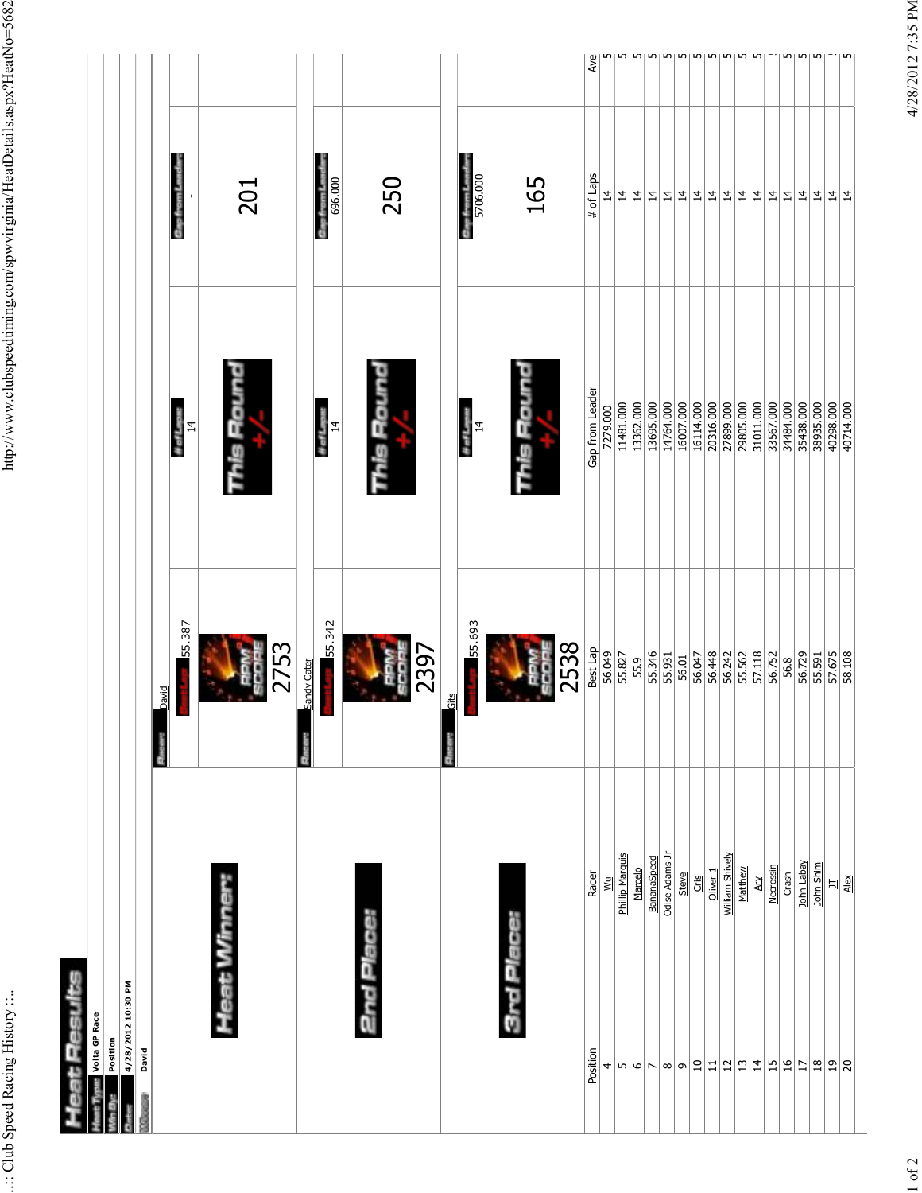# Heat Results

**Heat Type:** Volta GP Race

**Win By:** Position

**Date:** 4/28/2012 10:30 PM

**Winner:** David

## Heat Winner:

| Racer | # of Laps | Gap from Leader |
|---|---|---|
| David | 14 | - |

Best Lap: 55.387

RPM SCORE: 2753

This Round +/-: 201

## 2nd Place:

| Racer | # of Laps | Gap from Leader |
|---|---|---|
| Sandy Cater | 14 | 696.000 |

Best Lap: 55.342

RPM SCORE: 2397

This Round +/-: 250

## 3rd Place:

| Racer | # of Laps | Gap from Leader |
|---|---|---|
| Gits | 14 | 5706.000 |

Best Lap: 55.693

RPM SCORE: 2538

This Round +/-: 165

| Position | Racer | Best Lap | Gap from Leader | # of Laps | Ave |
|---|---|---|---|---|---|
| 4 | Wu | 56.049 | 7279.000 | 14 | 5 |
| 5 | Phillip Marquis | 55.827 | 11481.000 | 14 | 5 |
| 6 | Marcelo | 55.9 | 13362.000 | 14 | 5 |
| 7 | BananaSpeed | 55.346 | 13695.000 | 14 | 5 |
| 8 | Odise Adams Jr | 55.931 | 14764.000 | 14 | 5 |
| 9 | Steve | 56.01 | 16007.000 | 14 | 5 |
| 10 | Cris | 56.047 | 16114.000 | 14 | 5 |
| 11 | Oliver 1 | 56.448 | 20316.000 | 14 | 5 |
| 12 | William Shively | 56.242 | 27899.000 | 14 | 5 |
| 13 | Matthew | 55.562 | 29805.000 | 14 | 5 |
| 14 | Ary | 57.118 | 31011.000 | 14 | 5 |
| 15 | Necrossin | 56.752 | 33567.000 | 14 | 5 |
| 16 | Crash | 56.8 | 34484.000 | 14 | 5 |
| 17 | John Labay | 56.729 | 35438.000 | 14 | 5 |
| 18 | John Shim | 55.591 | 38935.000 | 14 | 5 |
| 19 | JT | 57.675 | 40298.000 | 14 | 5 |
| 20 | Alex | 58.108 | 40714.000 | 14 | 5 |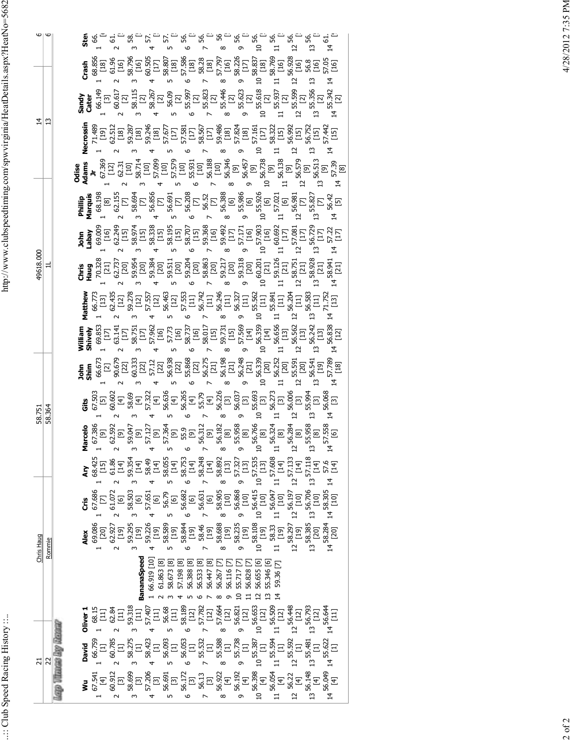| | | | | | |
|---|---|---|---|---|---|
| 21 | Chris Haug | 58.751 | 49618.000 | 14 | 6 |
| 22 | Rommie | 58.364 | 1L | 13 | 6 |

## Lap Times by Racer

| Lap | Wu | David | Oliver 1 | BananaSpeed | Alex | Cris | Ary | Marcelo | Gits | John Shim | William Shively | Matthew | Chris Haug | John Labay | Phillip Marquis | Odise Adams Jr | Necrossin | Sandy Cater | Crash | Stev |
|---|---|---|---|---|---|---|---|---|---|---|---|---|---|---|---|---|---|---|---|---|
| 1 | 67.541 [4] | 66.759 [1] | 68.15 [11] | 66.919 [10] | 69.086 [20] | 67.686 [7] | 68.425 [15] | 67.386 [9] | 67.503 [5] | 66.673 [2] | 69.853 [17] | 66.773 [13] | 70.328 [21] | 69.009 [16] | 68.198 [8] | 67.369 [12] | 71.489 [19] | 66.149 [3] | 68.856 [18] | 66. |
| 2 | 60.912 [3] | 60.785 [1] | 62.84 [11] | 61.863 [8] | 62.927 [19] | 61.072 [6] | 61.86 [14] | 62.592 [9] | 60.602 [4] | 90.679 [22] | 63.141 [17] | 62.435 [12] | 62.737 [20] | 62.249 [15] | 62.155 [7] | 62.31 [10] | 62.512 [18] | 60.617 [2] | 61.96 [16] | 61. |
| 3 | 58.699 [3] | 58.275 [1] | 59.318 [11] | 58.673 [8] | 59.295 [19] | 58.503 [6] | 59.354 [14] | 59.047 [9] | 58.69 [4] | 60.333 [22] | 58.751 [17] | 59.278 [12] | 59.954 [20] | 58.974 [15] | 58.694 [7] | 58.714 [10] | 59.287 [18] | 58.115 [2] | 58.796 [16] | 58. |
| 4 | 57.206 [3] | 58.423 [1] | 57.407 [11] | 57.198 [8] | 59.226 [19] | 57.651 [6] | 58.49 [14] | 57.127 [9] | 57.322 [4] | 57.12 [22] | 57.962 [16] | 57.557 [12] | 59.384 [20] | 58.338 [15] | 56.856 [7] | 57.099 [10] | 59.246 [18] | 58.267 [2] | 60.505 [17] | 57. |
| 5 | 56.691 [3] | 56.093 [1] | 56.68 [11] | 56.388 [8] | 58.589 [19] | 56.79 [6] | 58.055 [14] | 57.364 [9] | 56.636 [4] | 56.938 [22] | 57.73 [16] | 56.463 [12] | 59.511 [20] | 58.195 [15] | 56.691 [7] | 57.579 [10] | 57.677 [17] | 56.09 [2] | 58.807 [18] | 57. |
| 6 | 56.172 [3] | 56.053 [1] | 58.189 [12] | 56.533 [8] | 58.844 [19] | 56.682 [6] | 58.753 [14] | 55.9 [9] | 56.265 [4] | 55.868 [22] | 58.737 [16] | 57.553 [11] | 59.204 [20] | 58.707 [15] | 56.208 [7] | 55.931 [10] | 57.581 [17] | 55.997 [2] | 57.586 [18] | 56. |
| 7 | 56.13 [3] | 55.532 [1] | 57.782 [12] | 56.447 [8] | 58.46 [19] | 56.631 [6] | 58.248 [14] | 56.312 [9] | 55.79 [4] | 56.275 [21] | 58.017 [15] | 56.742 [11] | 58.863 [20] | 59.368 [16] | 56.52 [7] | 56.188 [10] | 58.567 [17] | 55.823 [2] | 58.28 [18] | 56. |
| 8 | 56.922 [4] | 55.588 [1] | 57.664 [12] | 56.267 [7] | 58.688 [19] | 58.905 [10] | 58.892 [13] | 56.182 [8] | 56.226 [3] | 56.198 [21] | 59.731 [15] | 56.246 [11] | 59.217 [20] | 59.492 [17] | 56.388 [6] | 56.346 [9] | 59.486 [18] | 55.446 [2] | 57.797 [16] | 56 |
| 9 | 56.192 [4] | 55.738 [1] | 56.821 [12] | 56.116 [7] | 58.235 [19] | 56.868 [10] | 57.327 [13] | 55.958 [8] | 56.037 [3] | 56.248 [21] | 57.569 [14] | 56.327 [11] | 59.318 [20] | 57.171 [16] | 55.986 [6] | 56.457 [9] | 57.824 [18] | 55.623 [2] | 58.226 [17] | 56. |
| 10 | 56.398 [4] | 55.387 [1] | 56.653 [12] | 55.717 [7] | 58.108 [19] | 56.415 [10] | 57.535 [13] | 56.766 [8] | 55.693 [3] | 56.339 [20] | 56.359 [14] | 55.562 [11] | 60.201 [21] | 57.903 [16] | 55.926 [6] | 56.738 [9] | 57.161 [17] | 55.618 [2] | 58.837 [18] | 56. |
| 11 | 56.054 [4] | 55.594 [1] | 56.509 [12] | 56.828 [7] | 58.33 [19] | 56.047 [10] | 57.608 [14] | 56.324 [8] | 56.273 [3] | 56.252 [20] | 56.656 [13] | 55.841 [11] | 59.126 [21] | 60.692 [17] | 57.021 [6] | 56.138 [9] | 58.322 [15] | 55.937 [2] | 58.769 [16] | 56. |
| 12 | 56.22 [4] | 55.592 [1] | 56.448 [12] | 56.655 [6] | 58.297 [19] | 56.197 [10] | 57.133 [14] | 56.284 [8] | 56.006 [3] | 55.591 [20] | 56.562 [13] | 56.204 [11] | 58.751 [21] | 57.081 [17] | 56.981 [7] | 56.579 [9] | 56.992 [15] | 55.599 [2] | 56.928 [16] | 56. |
| 13 | 56.148 [4] | 55.481 [1] | 56.793 [12] | 55.346 [6] | 58.385 [20] | 56.706 [10] | 57.118 [14] | 55.958 [8] | 55.994 [3] | 56.541 [19] | 56.242 [13] | 56.583 [11] | 58.928 [21] | 56.729 [17] | 55.827 [7] | 56.513 [9] | 56.752 [15] | 55.356 [2] | 56.8 [16] | 56. |
| 14 | 56.049 [4] | 55.622 [1] | 56.644 [11] | 59.36 [7] | 58.284 [20] | 58.305 [10] | 57.6 [14] | 57.558 [6] | 56.068 [3] | 57.789 [18] | 56.838 [12] | 71.752 [13] | 58.941 [21] | 57.22 [17] | 56.42 [5] | 57.39 [8] | 57.442 [15] | 55.342 [2] | 57.05 [16] | 61. |